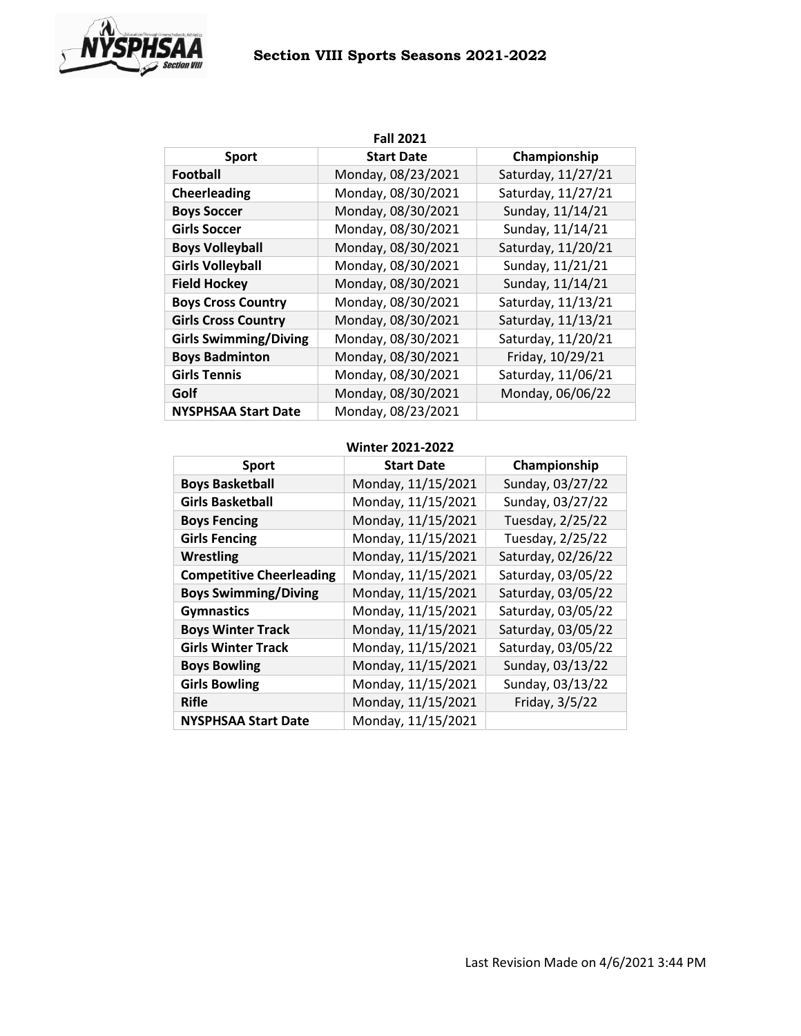# Section VIII Sports Seasons 2021-2022

**Fall 2021**

| Sport | Start Date | Championship |
|---|---|---|
| **Football** | Monday, 08/23/2021 | Saturday, 11/27/21 |
| **Cheerleading** | Monday, 08/30/2021 | Saturday, 11/27/21 |
| **Boys Soccer** | Monday, 08/30/2021 | Sunday, 11/14/21 |
| **Girls Soccer** | Monday, 08/30/2021 | Sunday, 11/14/21 |
| **Boys Volleyball** | Monday, 08/30/2021 | Saturday, 11/20/21 |
| **Girls Volleyball** | Monday, 08/30/2021 | Sunday, 11/21/21 |
| **Field Hockey** | Monday, 08/30/2021 | Sunday, 11/14/21 |
| **Boys Cross Country** | Monday, 08/30/2021 | Saturday, 11/13/21 |
| **Girls Cross Country** | Monday, 08/30/2021 | Saturday, 11/13/21 |
| **Girls Swimming/Diving** | Monday, 08/30/2021 | Saturday, 11/20/21 |
| **Boys Badminton** | Monday, 08/30/2021 | Friday, 10/29/21 |
| **Girls Tennis** | Monday, 08/30/2021 | Saturday, 11/06/21 |
| **Golf** | Monday, 08/30/2021 | Monday, 06/06/22 |
| **NYSPHSAA Start Date** | Monday, 08/23/2021 | |

**Winter 2021-2022**

| Sport | Start Date | Championship |
|---|---|---|
| **Boys Basketball** | Monday, 11/15/2021 | Sunday, 03/27/22 |
| **Girls Basketball** | Monday, 11/15/2021 | Sunday, 03/27/22 |
| **Boys Fencing** | Monday, 11/15/2021 | Tuesday, 2/25/22 |
| **Girls Fencing** | Monday, 11/15/2021 | Tuesday, 2/25/22 |
| **Wrestling** | Monday, 11/15/2021 | Saturday, 02/26/22 |
| **Competitive Cheerleading** | Monday, 11/15/2021 | Saturday, 03/05/22 |
| **Boys Swimming/Diving** | Monday, 11/15/2021 | Saturday, 03/05/22 |
| **Gymnastics** | Monday, 11/15/2021 | Saturday, 03/05/22 |
| **Boys Winter Track** | Monday, 11/15/2021 | Saturday, 03/05/22 |
| **Girls Winter Track** | Monday, 11/15/2021 | Saturday, 03/05/22 |
| **Boys Bowling** | Monday, 11/15/2021 | Sunday, 03/13/22 |
| **Girls Bowling** | Monday, 11/15/2021 | Sunday, 03/13/22 |
| **Rifle** | Monday, 11/15/2021 | Friday, 3/5/22 |
| **NYSPHSAA Start Date** | Monday, 11/15/2021 | |

Last Revision Made on 4/6/2021 3:44 PM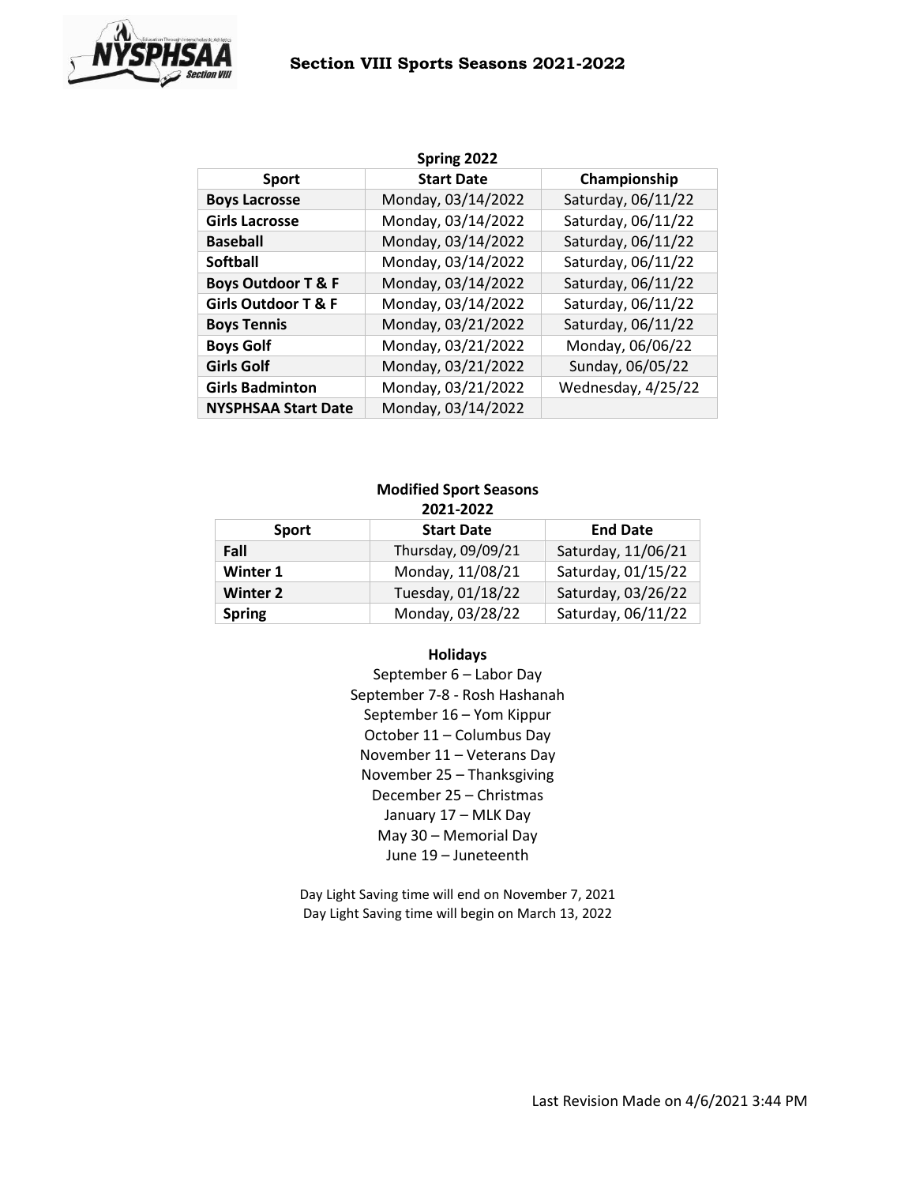# Section VIII Sports Seasons 2021-2022

**Spring 2022**

| Sport | Start Date | Championship |
| --- | --- | --- |
| **Boys Lacrosse** | Monday, 03/14/2022 | Saturday, 06/11/22 |
| **Girls Lacrosse** | Monday, 03/14/2022 | Saturday, 06/11/22 |
| **Baseball** | Monday, 03/14/2022 | Saturday, 06/11/22 |
| **Softball** | Monday, 03/14/2022 | Saturday, 06/11/22 |
| **Boys Outdoor T & F** | Monday, 03/14/2022 | Saturday, 06/11/22 |
| **Girls Outdoor T & F** | Monday, 03/14/2022 | Saturday, 06/11/22 |
| **Boys Tennis** | Monday, 03/21/2022 | Saturday, 06/11/22 |
| **Boys Golf** | Monday, 03/21/2022 | Monday, 06/06/22 |
| **Girls Golf** | Monday, 03/21/2022 | Sunday, 06/05/22 |
| **Girls Badminton** | Monday, 03/21/2022 | Wednesday, 4/25/22 |
| **NYSPHSAA Start Date** | Monday, 03/14/2022 | |

**Modified Sport Seasons 2021-2022**

| Sport | Start Date | End Date |
| --- | --- | --- |
| **Fall** | Thursday, 09/09/21 | Saturday, 11/06/21 |
| **Winter 1** | Monday, 11/08/21 | Saturday, 01/15/22 |
| **Winter 2** | Tuesday, 01/18/22 | Saturday, 03/26/22 |
| **Spring** | Monday, 03/28/22 | Saturday, 06/11/22 |

**Holidays**

September 6 – Labor Day
September 7-8 - Rosh Hashanah
September 16 – Yom Kippur
October 11 – Columbus Day
November 11 – Veterans Day
November 25 – Thanksgiving
December 25 – Christmas
January 17 – MLK Day
May 30 – Memorial Day
June 19 – Juneteenth

Day Light Saving time will end on November 7, 2021
Day Light Saving time will begin on March 13, 2022

Last Revision Made on 4/6/2021 3:44 PM